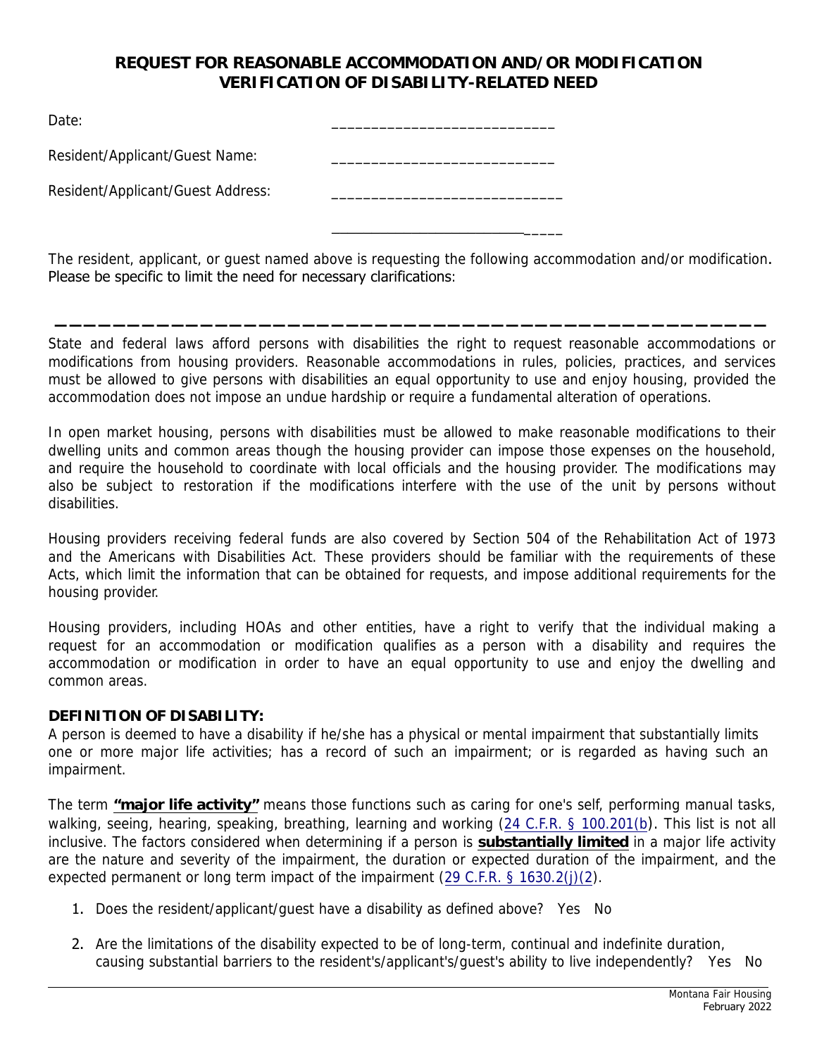# REQUEST FOR REASONABLE ACCOMMODATION AND/OR MODIFICATION VERIFICATION OF DISABILITY-RELATED NEED

Date: ____________________________

Resident/Applicant/Guest Name: ____________________________

Resident/Applicant/Guest Address: _____________________________

_____________________________

The resident, applicant, or guest named above is requesting the following accommodation and/or modification. Please be specific to limit the need for necessary clarifications:

_______________________________________________

State and federal laws afford persons with disabilities the right to request reasonable accommodations or modifications from housing providers. Reasonable accommodations in rules, policies, practices, and services must be allowed to give persons with disabilities an equal opportunity to use and enjoy housing, provided the accommodation does not impose an undue hardship or require a fundamental alteration of operations.

In open market housing, persons with disabilities must be allowed to make reasonable modifications to their dwelling units and common areas though the housing provider can impose those expenses on the household, and require the household to coordinate with local officials and the housing provider. The modifications may also be subject to restoration if the modifications interfere with the use of the unit by persons without disabilities.

Housing providers receiving federal funds are also covered by Section 504 of the Rehabilitation Act of 1973 and the Americans with Disabilities Act. These providers should be familiar with the requirements of these Acts, which limit the information that can be obtained for requests, and impose additional requirements for the housing provider.

Housing providers, including HOAs and other entities, have a right to verify that the individual making a request for an accommodation or modification qualifies as a person with a disability and requires the accommodation or modification in order to have an equal opportunity to use and enjoy the dwelling and common areas.

**DEFINITION OF DISABILITY:**
A person is deemed to have a disability if he/she has a physical or mental impairment that substantially limits one or more major life activities; has a record of such an impairment; or is regarded as having such an impairment.

The term **"major life activity"** means those functions such as caring for one's self, performing manual tasks, walking, seeing, hearing, speaking, breathing, learning and working (24 C.F.R. § 100.201(b)). This list is not all inclusive. The factors considered when determining if a person is **substantially limited** in a major life activity are the nature and severity of the impairment, the duration or expected duration of the impairment, and the expected permanent or long term impact of the impairment (29 C.F.R. § 1630.2(j)(2)).

1. Does the resident/applicant/guest have a disability as defined above? Yes No
2. Are the limitations of the disability expected to be of long-term, continual and indefinite duration, causing substantial barriers to the resident's/applicant's/guest's ability to live independently? Yes No

Montana Fair Housing
February 2022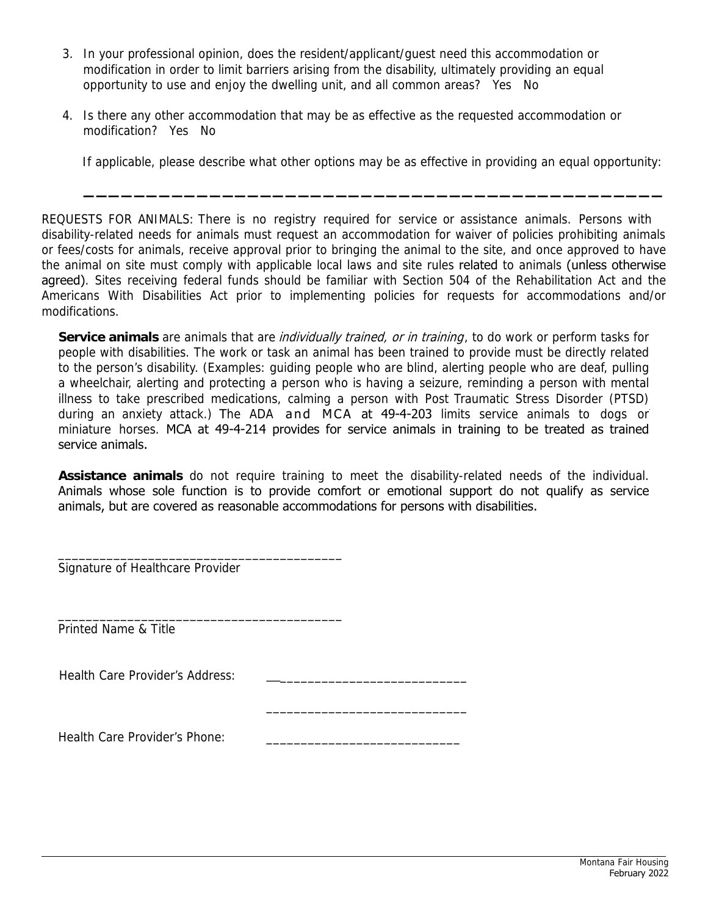3. In your professional opinion, does the resident/applicant/guest need this accommodation or modification in order to limit barriers arising from the disability, ultimately providing an equal opportunity to use and enjoy the dwelling unit, and all common areas? Yes No

4. Is there any other accommodation that may be as effective as the requested accommodation or modification? Yes No

   If applicable, please describe what other options may be as effective in providing an equal opportunity:

   ______________________________________________

REQUESTS FOR ANIMALS: There is no registry required for service or assistance animals. Persons with disability-related needs for animals must request an accommodation for waiver of policies prohibiting animals or fees/costs for animals, receive approval prior to bringing the animal to the site, and once approved to have the animal on site must comply with applicable local laws and site rules related to animals (unless otherwise agreed). Sites receiving federal funds should be familiar with Section 504 of the Rehabilitation Act and the Americans With Disabilities Act prior to implementing policies for requests for accommodations and/or modifications.

**Service animals** are animals that are *individually trained, or in training*, to do work or perform tasks for people with disabilities. The work or task an animal has been trained to provide must be directly related to the person's disability. (Examples: guiding people who are blind, alerting people who are deaf, pulling a wheelchair, alerting and protecting a person who is having a seizure, reminding a person with mental illness to take prescribed medications, calming a person with Post Traumatic Stress Disorder (PTSD) during an anxiety attack.) The ADA and MCA at 49-4-203 limits service animals to dogs or miniature horses. MCA at 49-4-214 provides for service animals in training to be treated as trained service animals.

**Assistance animals** do not require training to meet the disability-related needs of the individual. Animals whose sole function is to provide comfort or emotional support do not qualify as service animals, but are covered as reasonable accommodations for persons with disabilities.

________________________________________
Signature of Healthcare Provider

________________________________________
Printed Name & Title

Health Care Provider's Address: ____________________________

____________________________

Health Care Provider's Phone: ____________________________